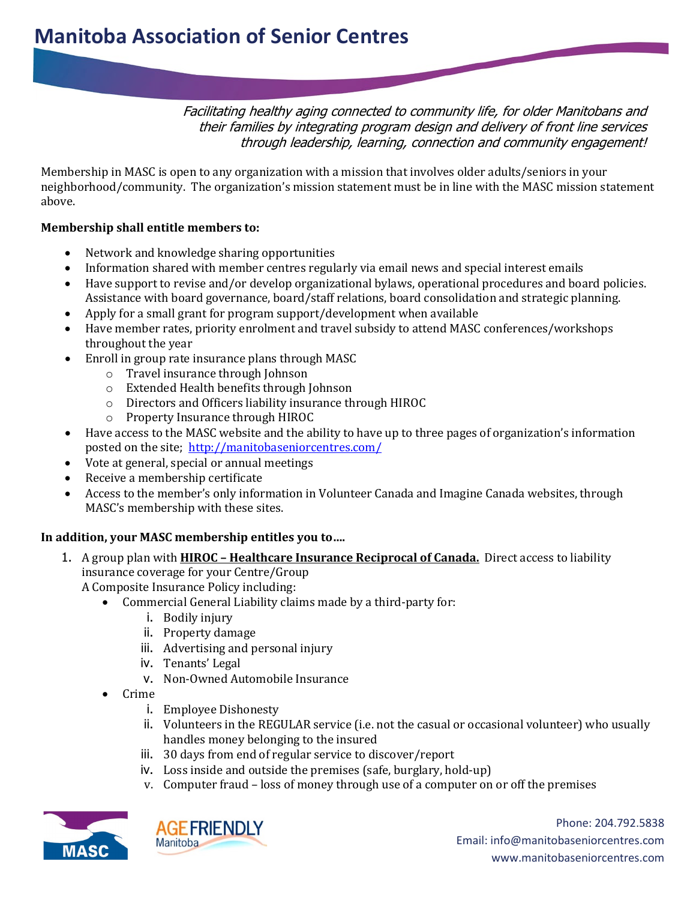# Manitoba Association of Senior Centres

*Facilitating healthy aging connected to community life, for older Manitobans and their families by integrating program design and delivery of front line services through leadership, learning, connection and community engagement!*

Membership in MASC is open to any organization with a mission that involves older adults/seniors in your neighborhood/community. The organization's mission statement must be in line with the MASC mission statement above.

**Membership shall entitle members to:**

- Network and knowledge sharing opportunities
- Information shared with member centres regularly via email news and special interest emails
- Have support to revise and/or develop organizational bylaws, operational procedures and board policies. Assistance with board governance, board/staff relations, board consolidation and strategic planning.
- Apply for a small grant for program support/development when available
- Have member rates, priority enrolment and travel subsidy to attend MASC conferences/workshops throughout the year
- Enroll in group rate insurance plans through MASC
  - Travel insurance through Johnson
  - Extended Health benefits through Johnson
  - Directors and Officers liability insurance through HIROC
  - Property Insurance through HIROC
- Have access to the MASC website and the ability to have up to three pages of organization's information posted on the site; http://manitobaseniorcentres.com/
- Vote at general, special or annual meetings
- Receive a membership certificate
- Access to the member's only information in Volunteer Canada and Imagine Canada websites, through MASC's membership with these sites.

**In addition, your MASC membership entitles you to....**

1. A group plan with **HIROC – Healthcare Insurance Reciprocal of Canada.** Direct access to liability insurance coverage for your Centre/Group
   A Composite Insurance Policy including:
   - Commercial General Liability claims made by a third-party for:
     1. Bodily injury
     2. Property damage
     3. Advertising and personal injury
     4. Tenants' Legal
     5. Non-Owned Automobile Insurance
   - Crime
     1. Employee Dishonesty
     2. Volunteers in the REGULAR service (i.e. not the casual or occasional volunteer) who usually handles money belonging to the insured
     3. 30 days from end of regular service to discover/report
     4. Loss inside and outside the premises (safe, burglary, hold-up)
     5. Computer fraud – loss of money through use of a computer on or off the premises

MASC

AGE FRIENDLY Manitoba

Phone: 204.792.5838
Email: info@manitobaseniorcentres.com
www.manitobaseniorcentres.com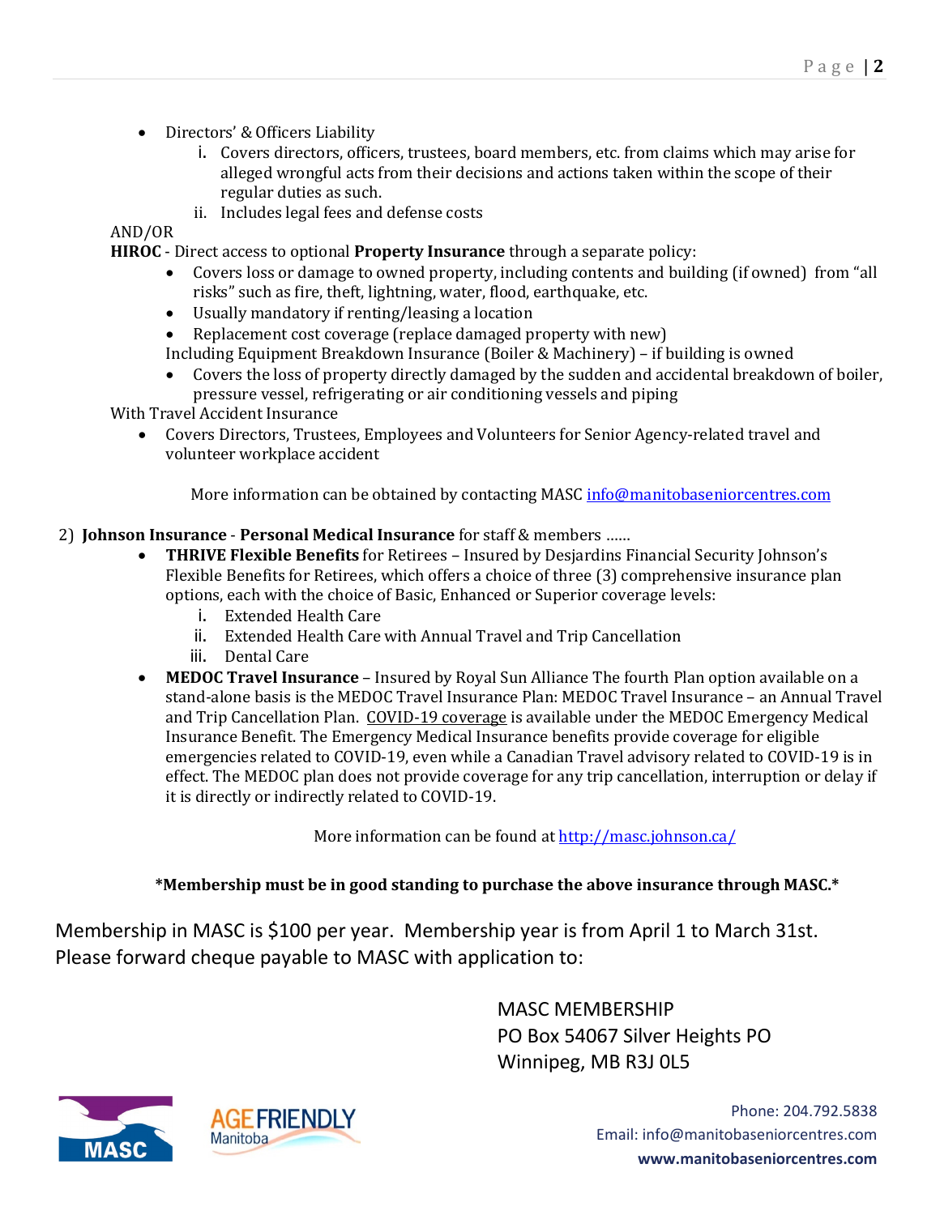- Directors' & Officers Liability
    - i. Covers directors, officers, trustees, board members, etc. from claims which may arise for alleged wrongful acts from their decisions and actions taken within the scope of their regular duties as such.
    - ii. Includes legal fees and defense costs

AND/OR

**HIROC** - Direct access to optional **Property Insurance** through a separate policy:

- Covers loss or damage to owned property, including contents and building (if owned) from "all risks" such as fire, theft, lightning, water, flood, earthquake, etc.
- Usually mandatory if renting/leasing a location
- Replacement cost coverage (replace damaged property with new)

Including Equipment Breakdown Insurance (Boiler & Machinery) – if building is owned

- Covers the loss of property directly damaged by the sudden and accidental breakdown of boiler, pressure vessel, refrigerating or air conditioning vessels and piping

With Travel Accident Insurance

- Covers Directors, Trustees, Employees and Volunteers for Senior Agency-related travel and volunteer workplace accident

More information can be obtained by contacting MASC info@manitobaseniorcentres.com

2) **Johnson Insurance** - **Personal Medical Insurance** for staff & members ……

- **THRIVE Flexible Benefits** for Retirees – Insured by Desjardins Financial Security Johnson's Flexible Benefits for Retirees, which offers a choice of three (3) comprehensive insurance plan options, each with the choice of Basic, Enhanced or Superior coverage levels:
    - i. Extended Health Care
    - ii. Extended Health Care with Annual Travel and Trip Cancellation
    - iii. Dental Care
- **MEDOC Travel Insurance** – Insured by Royal Sun Alliance The fourth Plan option available on a stand-alone basis is the MEDOC Travel Insurance Plan: MEDOC Travel Insurance – an Annual Travel and Trip Cancellation Plan. COVID-19 coverage is available under the MEDOC Emergency Medical Insurance Benefit. The Emergency Medical Insurance benefits provide coverage for eligible emergencies related to COVID-19, even while a Canadian Travel advisory related to COVID-19 is in effect. The MEDOC plan does not provide coverage for any trip cancellation, interruption or delay if it is directly or indirectly related to COVID-19.

More information can be found at http://masc.johnson.ca/

**\*Membership must be in good standing to purchase the above insurance through MASC.\***

Membership in MASC is $100 per year. Membership year is from April 1 to March 31st.
Please forward cheque payable to MASC with application to:

MASC MEMBERSHIP
PO Box 54067 Silver Heights PO
Winnipeg, MB R3J 0L5

MASC

AGE FRIENDLY Manitoba

Phone: 204.792.5838
Email: info@manitobaseniorcentres.com
**www.manitobaseniorcentres.com**